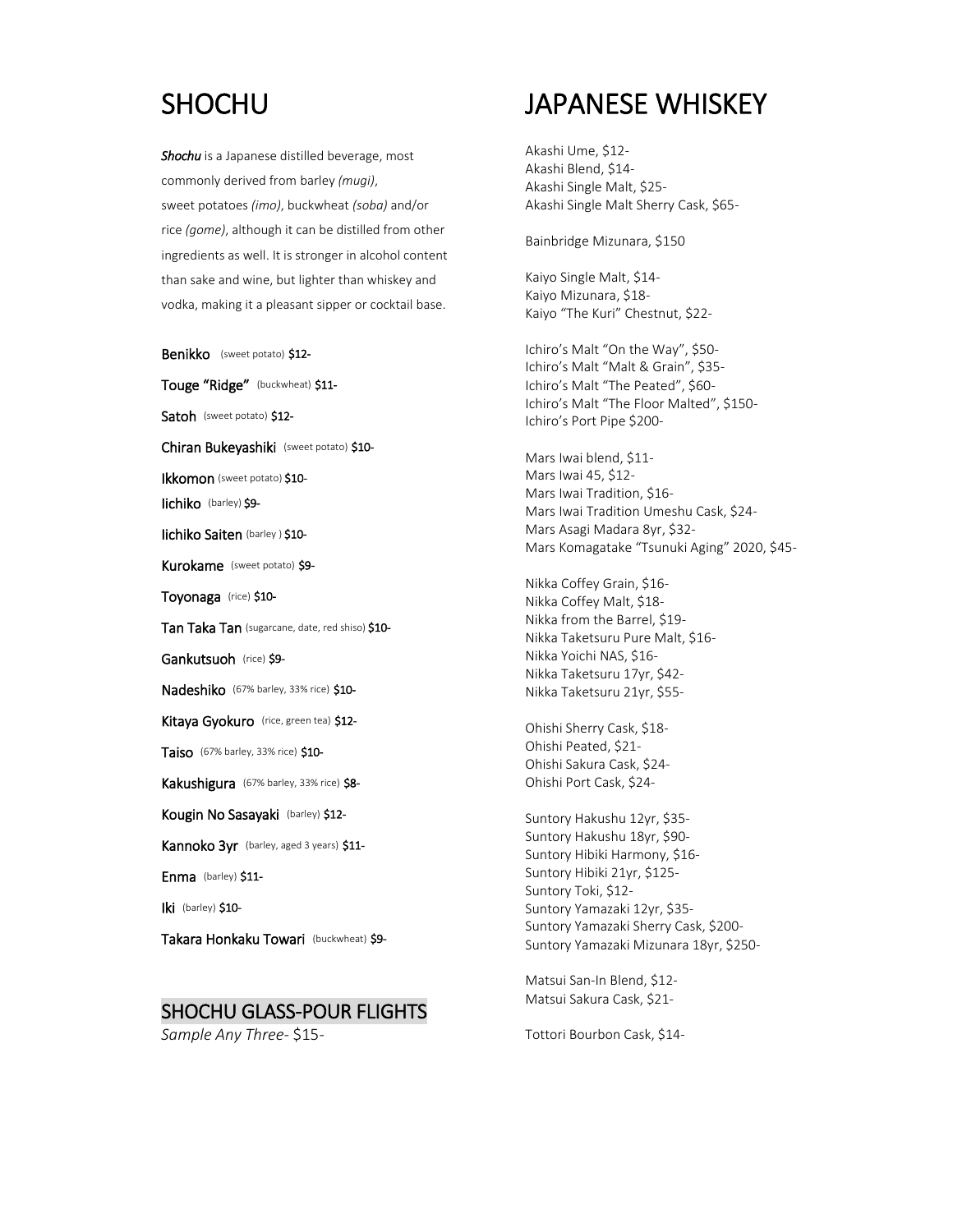# SHOCHU

***Shochu*** is a Japanese distilled beverage, most commonly derived from barley *(mugi)*, sweet potatoes *(imo)*, buckwheat *(soba)* and/or rice *(gome)*, although it can be distilled from other ingredients as well. It is stronger in alcohol content than sake and wine, but lighter than whiskey and vodka, making it a pleasant sipper or cocktail base.

**Benikko** (sweet potato) **$12-**

**Touge "Ridge"** (buckwheat) **$11-**

**Satoh** (sweet potato) **$12-**

**Chiran Bukeyashiki** (sweet potato) **$10-**

**Ikkomon** (sweet potato) **$10-**

**Iichiko** (barley) **$9-**

**Iichiko Saiten** (barley ) **$10-**

**Kurokame** (sweet potato) **$9-**

**Toyonaga** (rice) **$10-**

**Tan Taka Tan** (sugarcane, date, red shiso) **$10-**

**Gankutsuoh** (rice) **$9-**

**Nadeshiko** (67% barley, 33% rice) **$10-**

**Kitaya Gyokuro** (rice, green tea) **$12-**

**Taiso** (67% barley, 33% rice) **$10-**

**Kakushigura** (67% barley, 33% rice) **$8-**

**Kougin No Sasayaki** (barley) **$12-**

**Kannoko 3yr** (barley, aged 3 years) **$11-**

**Enma** (barley) **$11-**

**Iki** (barley) **$10-**

**Takara Honkaku Towari** (buckwheat) **$9-**

## SHOCHU GLASS-POUR FLIGHTS

*Sample Any Three-* $15-

# JAPANESE WHISKEY

Akashi Ume, $12-
Akashi Blend, $14-
Akashi Single Malt, $25-
Akashi Single Malt Sherry Cask, $65-

Bainbridge Mizunara, $150

Kaiyo Single Malt, $14-
Kaiyo Mizunara, $18-
Kaiyo "The Kuri" Chestnut, $22-

Ichiro's Malt "On the Way", $50-
Ichiro's Malt "Malt & Grain", $35-
Ichiro's Malt "The Peated", $60-
Ichiro's Malt "The Floor Malted", $150-
Ichiro's Port Pipe $200-

Mars Iwai blend, $11-
Mars Iwai 45, $12-
Mars Iwai Tradition, $16-
Mars Iwai Tradition Umeshu Cask, $24-
Mars Asagi Madara 8yr, $32-
Mars Komagatake "Tsunuki Aging" 2020, $45-

Nikka Coffey Grain, $16-
Nikka Coffey Malt, $18-
Nikka from the Barrel, $19-
Nikka Taketsuru Pure Malt, $16-
Nikka Yoichi NAS, $16-
Nikka Taketsuru 17yr, $42-
Nikka Taketsuru 21yr, $55-

Ohishi Sherry Cask, $18-
Ohishi Peated, $21-
Ohishi Sakura Cask, $24-
Ohishi Port Cask, $24-

Suntory Hakushu 12yr, $35-
Suntory Hakushu 18yr, $90-
Suntory Hibiki Harmony, $16-
Suntory Hibiki 21yr, $125-
Suntory Toki, $12-
Suntory Yamazaki 12yr, $35-
Suntory Yamazaki Sherry Cask, $200-
Suntory Yamazaki Mizunara 18yr, $250-

Matsui San-In Blend, $12-
Matsui Sakura Cask, $21-

Tottori Bourbon Cask, $14-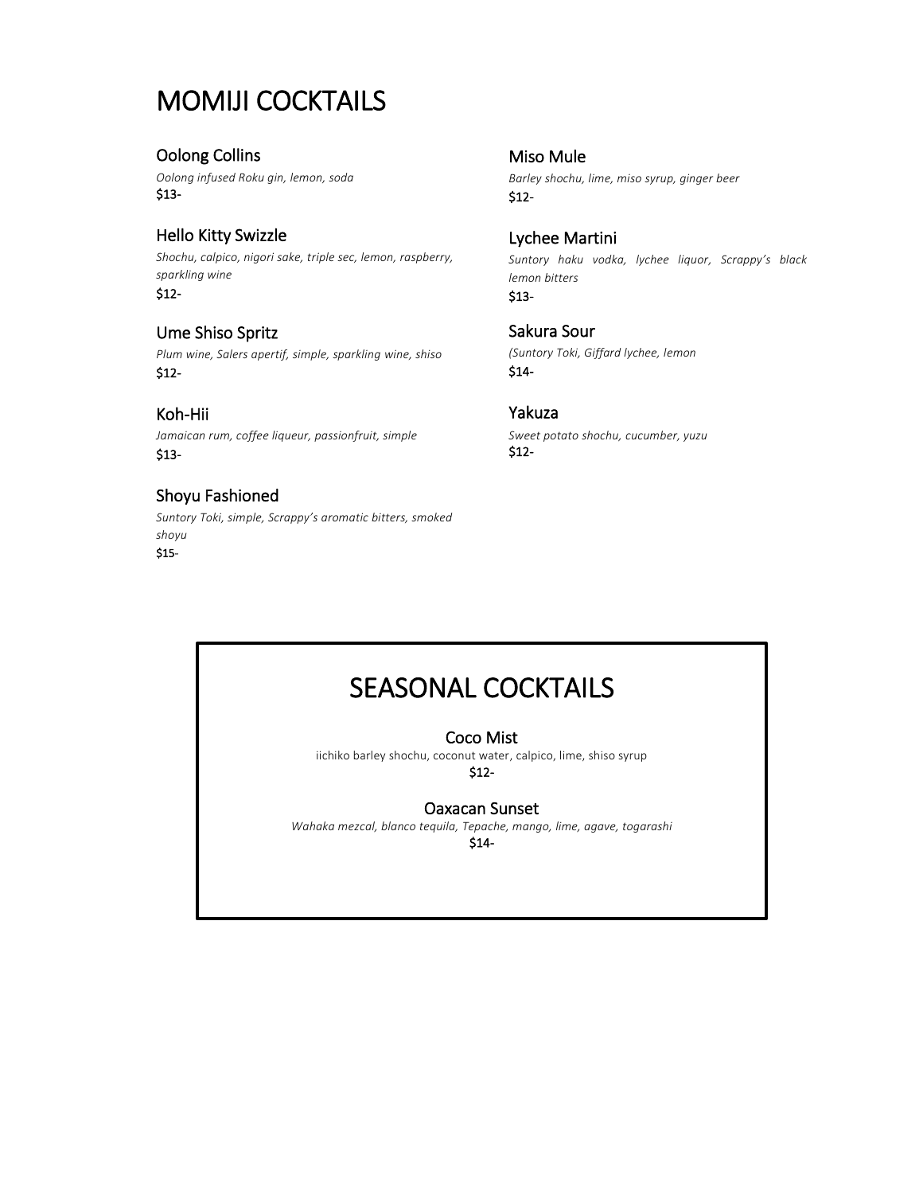# MOMIJI COCKTAILS

### Oolong Collins
*Oolong infused Roku gin, lemon, soda*
$13-

### Hello Kitty Swizzle
*Shochu, calpico, nigori sake, triple sec, lemon, raspberry, sparkling wine*
$12-

### Ume Shiso Spritz
*Plum wine, Salers apertif, simple, sparkling wine, shiso*
$12-

### Koh-Hii
*Jamaican rum, coffee liqueur, passionfruit, simple*
$13-

### Shoyu Fashioned
*Suntory Toki, simple, Scrappy's aromatic bitters, smoked shoyu*
$15-

### Miso Mule
*Barley shochu, lime, miso syrup, ginger beer*
$12-

### Lychee Martini
*Suntory haku vodka, lychee liquor, Scrappy's black lemon bitters*
$13-

### Sakura Sour
*(Suntory Toki, Giffard lychee, lemon*
$14-

### Yakuza
*Sweet potato shochu, cucumber, yuzu*
$12-

# SEASONAL COCKTAILS

### Coco Mist
iichiko barley shochu, coconut water, calpico, lime, shiso syrup
$12-

### Oaxacan Sunset
*Wahaka mezcal, blanco tequila, Tepache, mango, lime, agave, togarashi*
$14-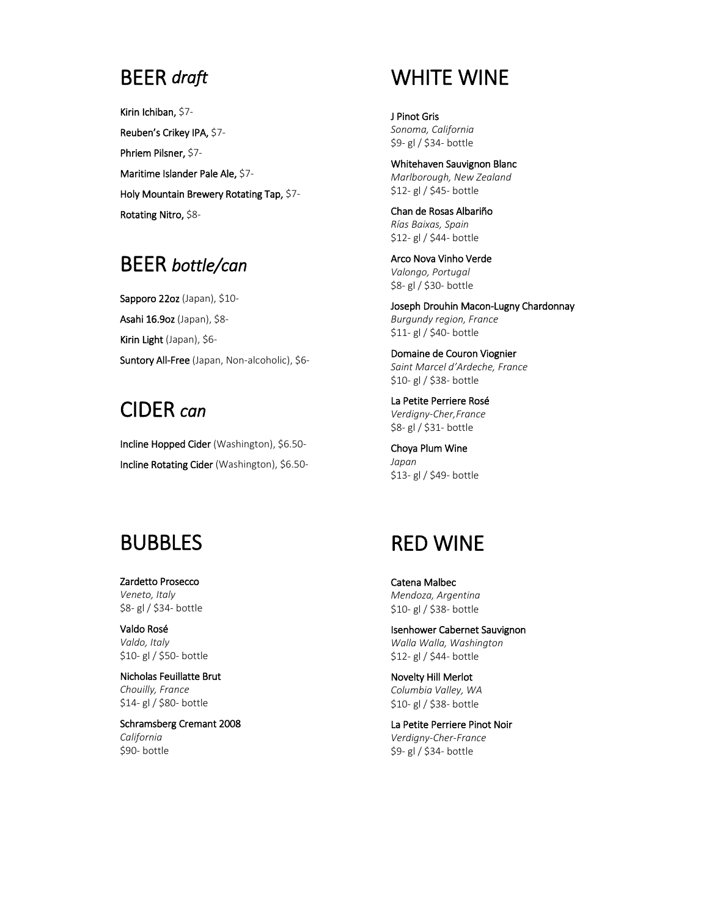## BEER *draft*

**Kirin Ichiban,** $7-

**Reuben's Crikey IPA,** $7-

**Phriem Pilsner,** $7-

**Maritime Islander Pale Ale,** $7-

**Holy Mountain Brewery Rotating Tap,** $7-

**Rotating Nitro,** $8-

## BEER *bottle/can*

**Sapporo 22oz** (Japan), $10-

**Asahi 16.9oz** (Japan), $8-

**Kirin Light** (Japan), $6-

**Suntory All-Free** (Japan, Non-alcoholic), $6-

## CIDER *can*

**Incline Hopped Cider** (Washington), $6.50-

**Incline Rotating Cider** (Washington), $6.50-

## WHITE WINE

**J Pinot Gris**
*Sonoma, California*
$9- gl / $34- bottle

**Whitehaven Sauvignon Blanc**
*Marlborough, New Zealand*
$12- gl / $45- bottle

**Chan de Rosas Albariño**
*Rías Baixas, Spain*
$12- gl / $44- bottle

**Arco Nova Vinho Verde**
*Valongo, Portugal*
$8- gl / $30- bottle

**Joseph Drouhin Macon-Lugny Chardonnay**
*Burgundy region, France*
$11- gl / $40- bottle

**Domaine de Couron Viognier**
*Saint Marcel d'Ardeche, France*
$10- gl / $38- bottle

**La Petite Perriere Rosé**
*Verdigny-Cher,France*
$8- gl / $31- bottle

**Choya Plum Wine**
*Japan*
$13- gl / $49- bottle

## BUBBLES

**Zardetto Prosecco**
*Veneto, Italy*
$8- gl / $34- bottle

**Valdo Rosé**
*Valdo, Italy*
$10- gl / $50- bottle

**Nicholas Feuillatte Brut**
*Chouilly, France*
$14- gl / $80- bottle

**Schramsberg Cremant 2008**
*California*
$90- bottle

## RED WINE

**Catena Malbec**
*Mendoza, Argentina*
$10- gl / $38- bottle

**Isenhower Cabernet Sauvignon**
*Walla Walla, Washington*
$12- gl / $44- bottle

**Novelty Hill Merlot**
*Columbia Valley, WA*
$10- gl / $38- bottle

**La Petite Perriere Pinot Noir**
*Verdigny-Cher-France*
$9- gl / $34- bottle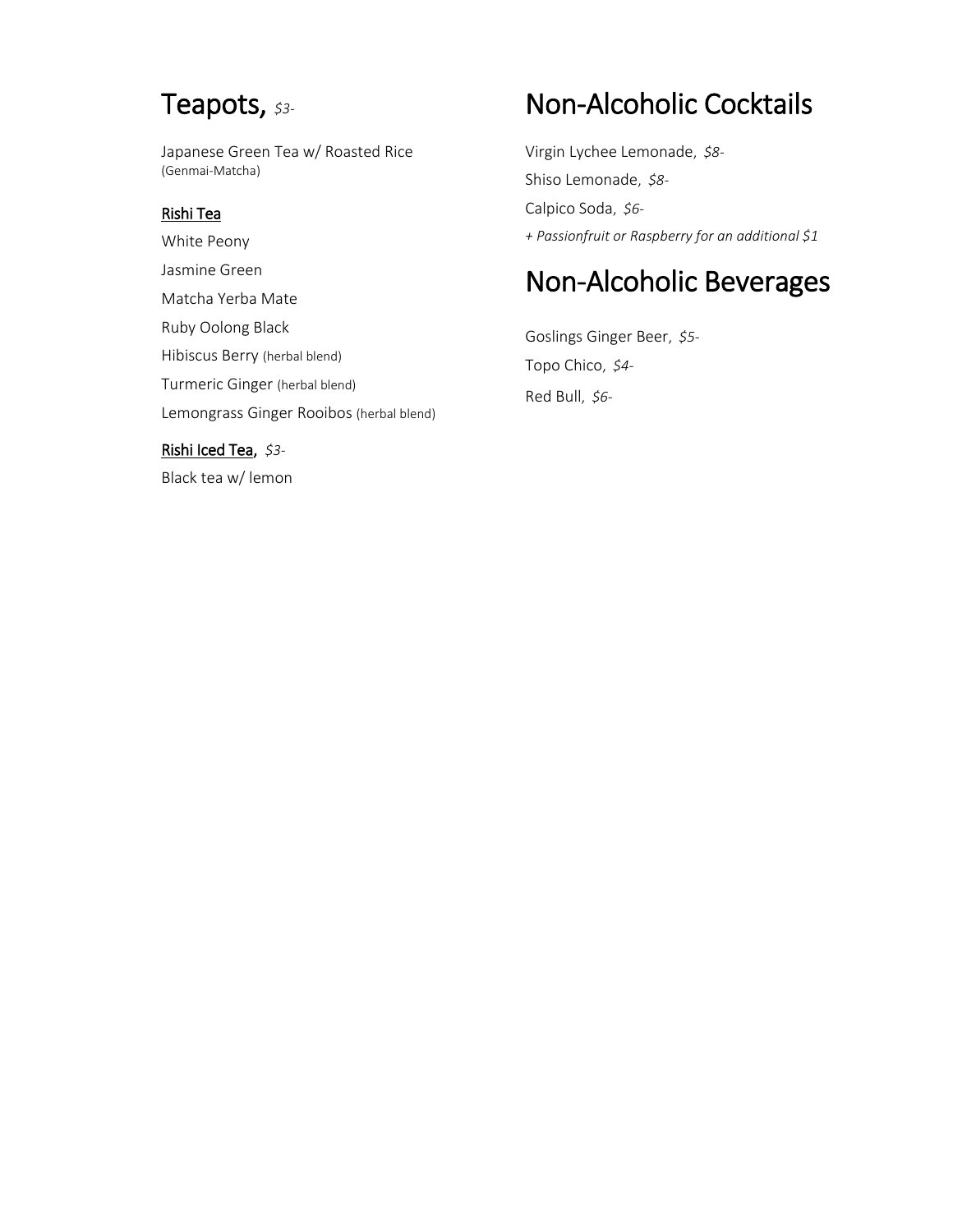# Teapots, *$3-*

Japanese Green Tea w/ Roasted Rice
(Genmai-Matcha)

**Rishi Tea**

White Peony

Jasmine Green

Matcha Yerba Mate

Ruby Oolong Black

Hibiscus Berry (herbal blend)

Turmeric Ginger (herbal blend)

Lemongrass Ginger Rooibos (herbal blend)

**Rishi Iced Tea**, *$3-*

Black tea w/ lemon

# Non-Alcoholic Cocktails

Virgin Lychee Lemonade, *$8-*

Shiso Lemonade, *$8-*

Calpico Soda, *$6-*

*+ Passionfruit or Raspberry for an additional $1*

# Non-Alcoholic Beverages

Goslings Ginger Beer, *$5-*

Topo Chico, *$4-*

Red Bull, *$6-*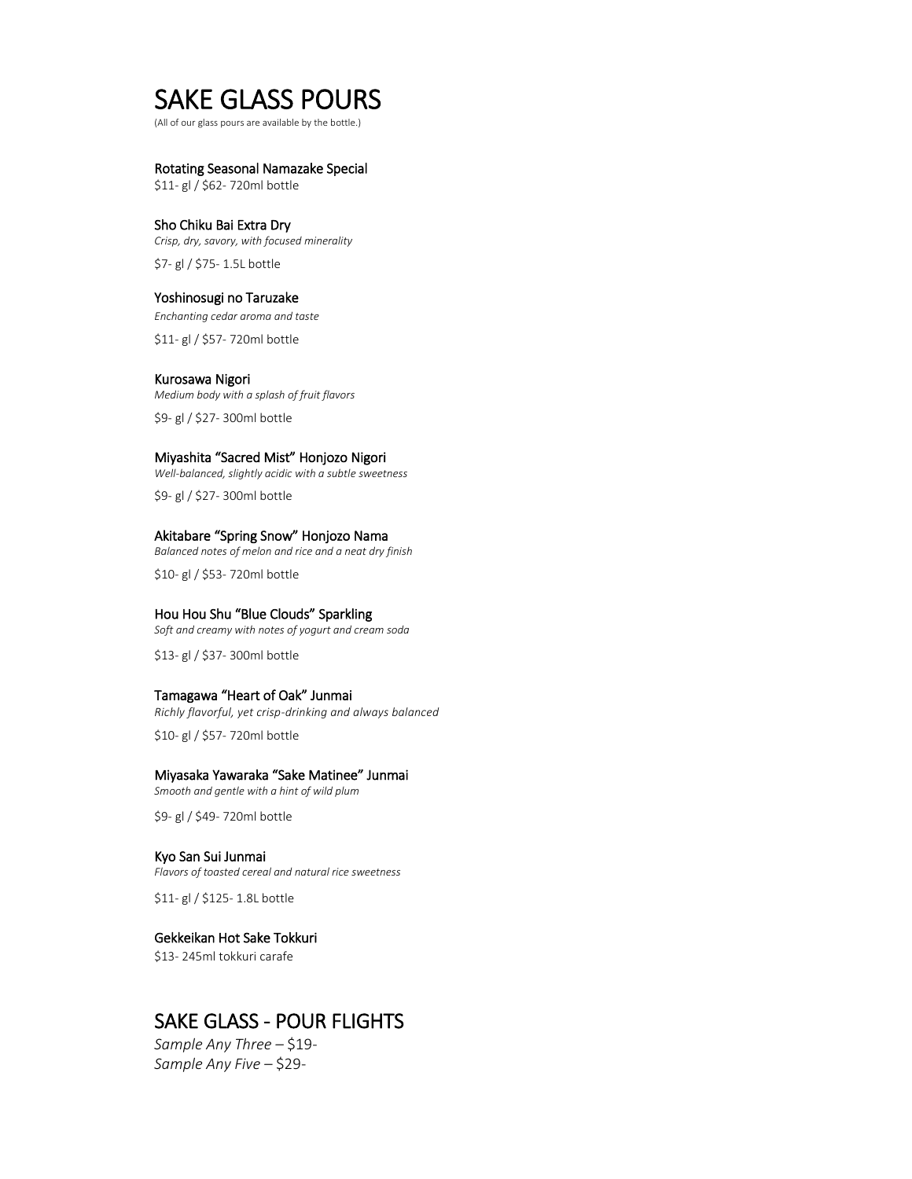# SAKE GLASS POURS

(All of our glass pours are available by the bottle.)

### Rotating Seasonal Namazake Special

$11- gl / $62- 720ml bottle

### Sho Chiku Bai Extra Dry

*Crisp, dry, savory, with focused minerality*

$7- gl / $75- 1.5L bottle

### Yoshinosugi no Taruzake

*Enchanting cedar aroma and taste*

$11- gl / $57- 720ml bottle

### Kurosawa Nigori

*Medium body with a splash of fruit flavors*

$9- gl / $27- 300ml bottle

### Miyashita "Sacred Mist" Honjozo Nigori

*Well-balanced, slightly acidic with a subtle sweetness*

$9- gl / $27- 300ml bottle

### Akitabare "Spring Snow" Honjozo Nama

*Balanced notes of melon and rice and a neat dry finish*

$10- gl / $53- 720ml bottle

### Hou Hou Shu "Blue Clouds" Sparkling

*Soft and creamy with notes of yogurt and cream soda*

$13- gl / $37- 300ml bottle

### Tamagawa "Heart of Oak" Junmai

*Richly flavorful, yet crisp-drinking and always balanced*

$10- gl / $57- 720ml bottle

### Miyasaka Yawaraka "Sake Matinee" Junmai

*Smooth and gentle with a hint of wild plum*

$9- gl / $49- 720ml bottle

### Kyo San Sui Junmai

*Flavors of toasted cereal and natural rice sweetness*

$11- gl / $125- 1.8L bottle

### Gekkeikan Hot Sake Tokkuri

$13- 245ml tokkuri carafe

## SAKE GLASS - POUR FLIGHTS

*Sample Any Three* – $19-
*Sample Any Five* – $29-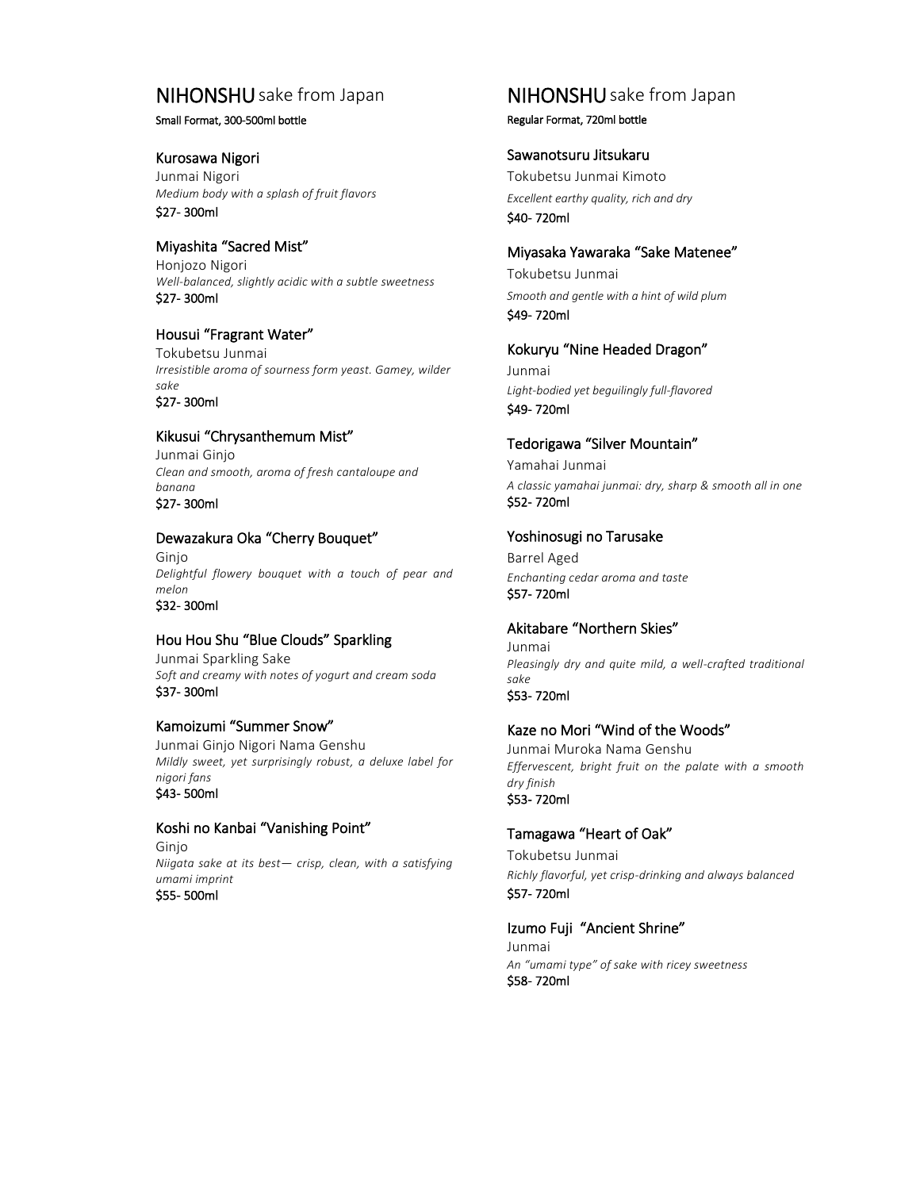## NIHONSHU sake from Japan

**Small Format, 300-500ml bottle**

### Kurosawa Nigori
Junmai Nigori
*Medium body with a splash of fruit flavors*
$27- 300ml

### Miyashita "Sacred Mist"
Honjozo Nigori
*Well-balanced, slightly acidic with a subtle sweetness*
$27- 300ml

### Housui "Fragrant Water"
Tokubetsu Junmai
*Irresistible aroma of sourness form yeast. Gamey, wilder sake*
$27- 300ml

### Kikusui "Chrysanthemum Mist"
Junmai Ginjo
*Clean and smooth, aroma of fresh cantaloupe and banana*
$27- 300ml

### Dewazakura Oka "Cherry Bouquet"
Ginjo
*Delightful flowery bouquet with a touch of pear and melon*
$32- 300ml

### Hou Hou Shu "Blue Clouds" Sparkling
Junmai Sparkling Sake
*Soft and creamy with notes of yogurt and cream soda*
$37- 300ml

### Kamoizumi "Summer Snow"
Junmai Ginjo Nigori Nama Genshu
*Mildly sweet, yet surprisingly robust, a deluxe label for nigori fans*
$43- 500ml

### Koshi no Kanbai "Vanishing Point"
Ginjo
*Niigata sake at its best— crisp, clean, with a satisfying umami imprint*
$55- 500ml

## NIHONSHU sake from Japan

**Regular Format, 720ml bottle**

### Sawanotsuru Jitsukaru
Tokubetsu Junmai Kimoto
*Excellent earthy quality, rich and dry*
$40- 720ml

### Miyasaka Yawaraka "Sake Matenee"
Tokubetsu Junmai
*Smooth and gentle with a hint of wild plum*
$49- 720ml

### Kokuryu "Nine Headed Dragon"
Junmai
*Light-bodied yet beguilingly full-flavored*
$49- 720ml

### Tedorigawa "Silver Mountain"
Yamahai Junmai
*A classic yamahai junmai: dry, sharp & smooth all in one*
$52- 720ml

### Yoshinosugi no Tarusake
Barrel Aged
*Enchanting cedar aroma and taste*
$57- 720ml

### Akitabare "Northern Skies"
Junmai
*Pleasingly dry and quite mild, a well-crafted traditional sake*
$53- 720ml

### Kaze no Mori "Wind of the Woods"
Junmai Muroka Nama Genshu
*Effervescent, bright fruit on the palate with a smooth dry finish*
$53- 720ml

### Tamagawa "Heart of Oak"
Tokubetsu Junmai
*Richly flavorful, yet crisp-drinking and always balanced*
$57- 720ml

### Izumo Fuji "Ancient Shrine"
Junmai
*An "umami type" of sake with ricey sweetness*
$58- 720ml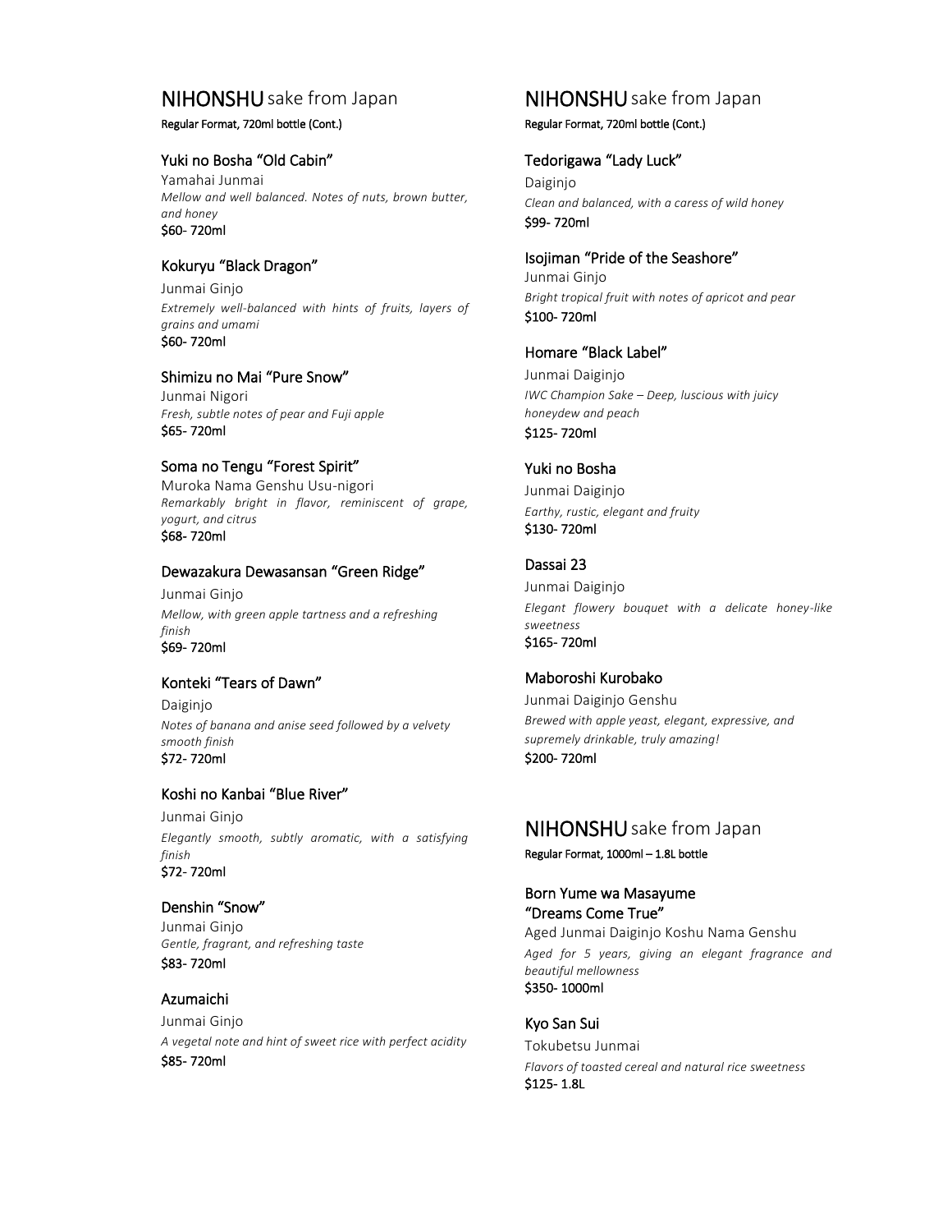## NIHONSHU sake from Japan

**Regular Format, 720ml bottle (Cont.)**

### Yuki no Bosha “Old Cabin”

Yamahai Junmai

*Mellow and well balanced. Notes of nuts, brown butter, and honey*

$60- 720ml

### Kokuryu “Black Dragon”

Junmai Ginjo

*Extremely well-balanced with hints of fruits, layers of grains and umami*

$60- 720ml

### Shimizu no Mai “Pure Snow”

Junmai Nigori

*Fresh, subtle notes of pear and Fuji apple*

$65- 720ml

### Soma no Tengu “Forest Spirit”

Muroka Nama Genshu Usu-nigori

*Remarkably bright in flavor, reminiscent of grape, yogurt, and citrus*

$68- 720ml

### Dewazakura Dewasansan “Green Ridge”

Junmai Ginjo

*Mellow, with green apple tartness and a refreshing finish*

$69- 720ml

### Konteki “Tears of Dawn”

Daiginjo

*Notes of banana and anise seed followed by a velvety smooth finish*

$72- 720ml

### Koshi no Kanbai “Blue River”

Junmai Ginjo

*Elegantly smooth, subtly aromatic, with a satisfying finish*

$72- 720ml

### Denshin “Snow”

Junmai Ginjo

*Gentle, fragrant, and refreshing taste*

$83- 720ml

### Azumaichi

Junmai Ginjo

*A vegetal note and hint of sweet rice with perfect acidity*

$85- 720ml

## NIHONSHU sake from Japan

**Regular Format, 720ml bottle (Cont.)**

### Tedorigawa “Lady Luck”

Daiginjo

*Clean and balanced, with a caress of wild honey*

$99- 720ml

### Isojiman “Pride of the Seashore”

Junmai Ginjo

*Bright tropical fruit with notes of apricot and pear*

$100- 720ml

### Homare “Black Label”

Junmai Daiginjo

*IWC Champion Sake – Deep, luscious with juicy honeydew and peach*

$125- 720ml

### Yuki no Bosha

Junmai Daiginjo

*Earthy, rustic, elegant and fruity*

$130- 720ml

### Dassai 23

Junmai Daiginjo

*Elegant flowery bouquet with a delicate honey-like sweetness*

$165- 720ml

### Maboroshi Kurobako

Junmai Daiginjo Genshu

*Brewed with apple yeast, elegant, expressive, and supremely drinkable, truly amazing!*

$200- 720ml

## NIHONSHU sake from Japan

**Regular Format, 1000ml – 1.8L bottle**

### Born Yume wa Masayume “Dreams Come True”

Aged Junmai Daiginjo Koshu Nama Genshu

*Aged for 5 years, giving an elegant fragrance and beautiful mellowness*

$350- 1000ml

### Kyo San Sui

Tokubetsu Junmai

*Flavors of toasted cereal and natural rice sweetness*

$125- 1.8L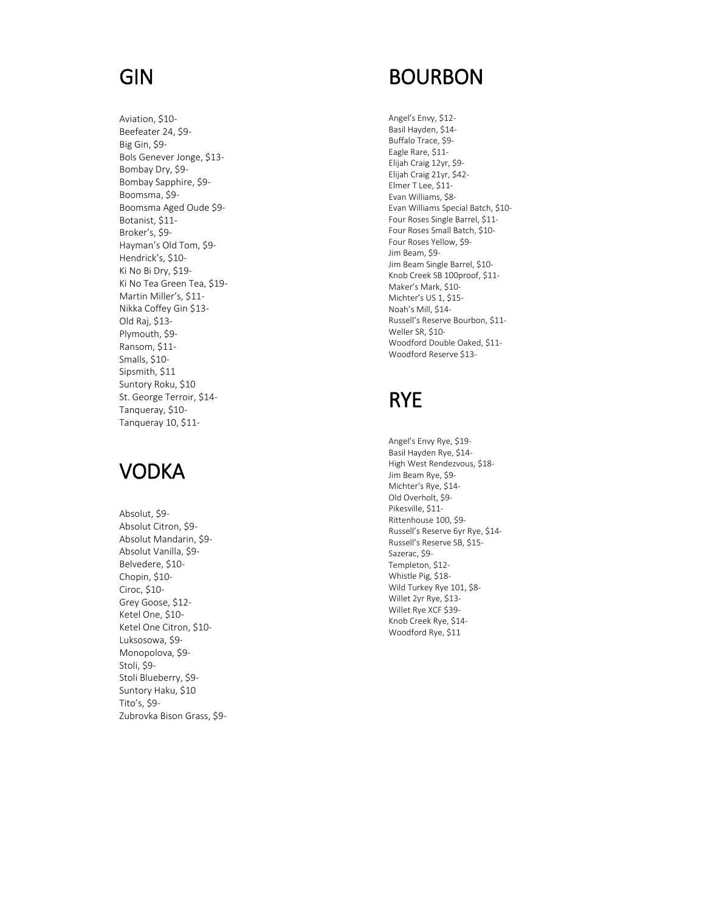# GIN

Aviation, $10-
Beefeater 24, $9-
Big Gin, $9-
Bols Genever Jonge, $13-
Bombay Dry, $9-
Bombay Sapphire, $9-
Boomsma, $9-
Boomsma Aged Oude $9-
Botanist, $11-
Broker's, $9-
Hayman's Old Tom, $9-
Hendrick's, $10-
Ki No Bi Dry, $19-
Ki No Tea Green Tea, $19-
Martin Miller's, $11-
Nikka Coffey Gin $13-
Old Raj, $13-
Plymouth, $9-
Ransom, $11-
Smalls, $10-
Sipsmith, $11
Suntory Roku, $10
St. George Terroir, $14-
Tanqueray, $10-
Tanqueray 10, $11-

# VODKA

Absolut, $9-
Absolut Citron, $9-
Absolut Mandarin, $9-
Absolut Vanilla, $9-
Belvedere, $10-
Chopin, $10-
Ciroc, $10-
Grey Goose, $12-
Ketel One, $10-
Ketel One Citron, $10-
Luksosowa, $9-
Monopolova, $9-
Stoli, $9-
Stoli Blueberry, $9-
Suntory Haku, $10
Tito's, $9-
Zubrovka Bison Grass, $9-

# BOURBON

Angel's Envy, $12-
Basil Hayden, $14-
Buffalo Trace, $9-
Eagle Rare, $11-
Elijah Craig 12yr, $9-
Elijah Craig 21yr, $42-
Elmer T Lee, $11-
Evan Williams, $8-
Evan Williams Special Batch, $10-
Four Roses Single Barrel, $11-
Four Roses Small Batch, $10-
Four Roses Yellow, $9-
Jim Beam, $9-
Jim Beam Single Barrel, $10-
Knob Creek SB 100proof, $11-
Maker's Mark, $10-
Michter's US 1, $15-
Noah's Mill, $14-
Russell's Reserve Bourbon, $11-
Weller SR, $10-
Woodford Double Oaked, $11-
Woodford Reserve $13-

# RYE

Angel's Envy Rye, $19-
Basil Hayden Rye, $14-
High West Rendezvous, $18-
Jim Beam Rye, $9-
Michter's Rye, $14-
Old Overholt, $9-
Pikesville, $11-
Rittenhouse 100, $9-
Russell's Reserve 6yr Rye, $14-
Russell's Reserve SB, $15-
Sazerac, $9-
Templeton, $12-
Whistle Pig, $18-
Wild Turkey Rye 101, $8-
Willet 2yr Rye, $13-
Willet Rye XCF $39-
Knob Creek Rye, $14-
Woodford Rye, $11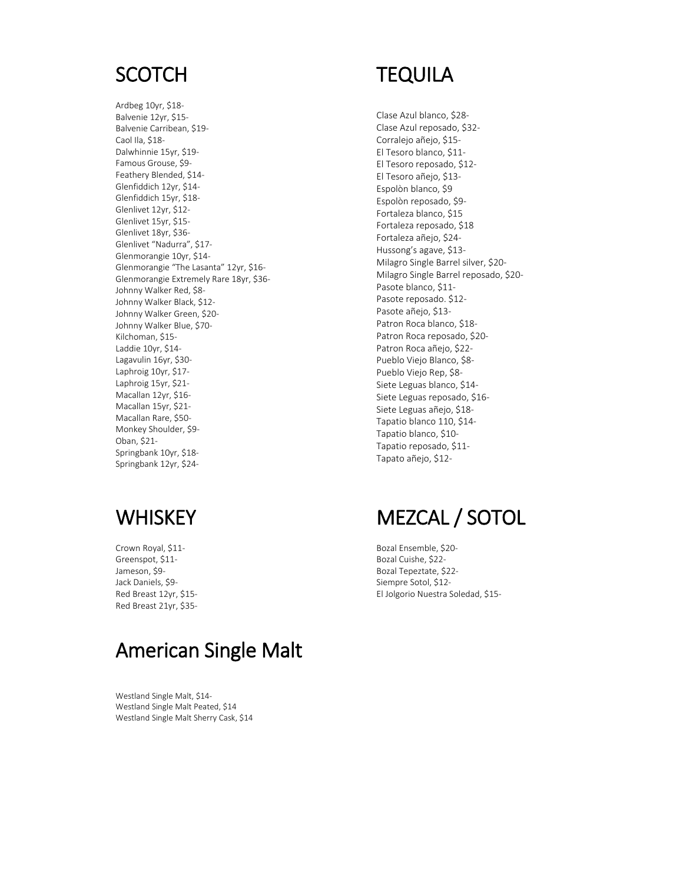# SCOTCH

Ardbeg 10yr, $18-
Balvenie 12yr, $15-
Balvenie Carribean, $19-
Caol Ila, $18-
Dalwhinnie 15yr, $19-
Famous Grouse, $9-
Feathery Blended, $14-
Glenfiddich 12yr, $14-
Glenfiddich 15yr, $18-
Glenlivet 12yr, $12-
Glenlivet 15yr, $15-
Glenlivet 18yr, $36-
Glenlivet “Nadurra”, $17-
Glenmorangie 10yr, $14-
Glenmorangie “The Lasanta” 12yr, $16-
Glenmorangie Extremely Rare 18yr, $36-
Johnny Walker Red, $8-
Johnny Walker Black, $12-
Johnny Walker Green, $20-
Johnny Walker Blue, $70-
Kilchoman, $15-
Laddie 10yr, $14-
Lagavulin 16yr, $30-
Laphroig 10yr, $17-
Laphroig 15yr, $21-
Macallan 12yr, $16-
Macallan 15yr, $21-
Macallan Rare, $50-
Monkey Shoulder, $9-
Oban, $21-
Springbank 10yr, $18-
Springbank 12yr, $24-

# TEQUILA

Clase Azul blanco, $28-
Clase Azul reposado, $32-
Corralejo añejo, $15-
El Tesoro blanco, $11-
El Tesoro reposado, $12-
El Tesoro añejo, $13-
Espolòn blanco, $9
Espolòn reposado, $9-
Fortaleza blanco, $15
Fortaleza reposado, $18
Fortaleza añejo, $24-
Hussong’s agave, $13-
Milagro Single Barrel silver, $20-
Milagro Single Barrel reposado, $20-
Pasote blanco, $11-
Pasote reposado. $12-
Pasote añejo, $13-
Patron Roca blanco, $18-
Patron Roca reposado, $20-
Patron Roca añejo, $22-
Pueblo Viejo Blanco, $8-
Pueblo Viejo Rep, $8-
Siete Leguas blanco, $14-
Siete Leguas reposado, $16-
Siete Leguas añejo, $18-
Tapatio blanco 110, $14-
Tapatio blanco, $10-
Tapatio reposado, $11-
Tapato añejo, $12-

# WHISKEY

Crown Royal, $11-
Greenspot, $11-
Jameson, $9-
Jack Daniels, $9-
Red Breast 12yr, $15-
Red Breast 21yr, $35-

# MEZCAL / SOTOL

Bozal Ensemble, $20-
Bozal Cuishe, $22-
Bozal Tepeztate, $22-
Siempre Sotol, $12-
El Jolgorio Nuestra Soledad, $15-

# American Single Malt

Westland Single Malt, $14-
Westland Single Malt Peated, $14
Westland Single Malt Sherry Cask, $14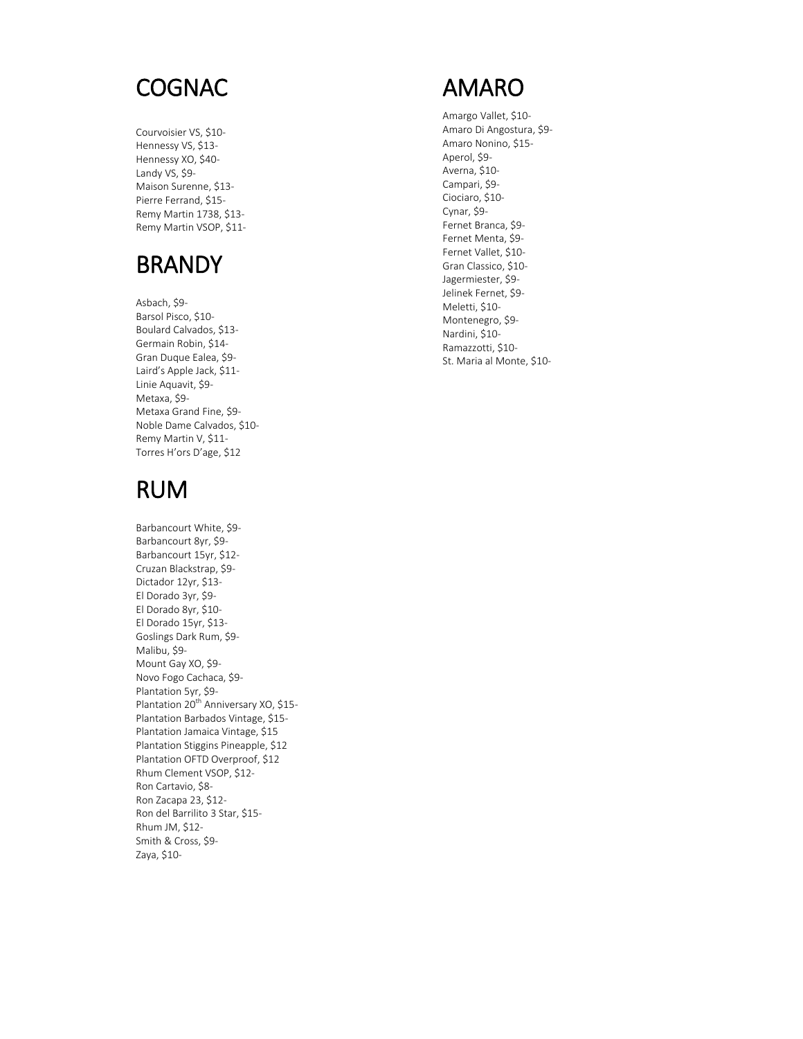# COGNAC

Courvoisier VS, $10-
Hennessy VS, $13-
Hennessy XO, $40-
Landy VS, $9-
Maison Surenne, $13-
Pierre Ferrand, $15-
Remy Martin 1738, $13-
Remy Martin VSOP, $11-

# BRANDY

Asbach, $9-
Barsol Pisco, $10-
Boulard Calvados, $13-
Germain Robin, $14-
Gran Duque Ealea, $9-
Laird's Apple Jack, $11-
Linie Aquavit, $9-
Metaxa, $9-
Metaxa Grand Fine, $9-
Noble Dame Calvados, $10-
Remy Martin V, $11-
Torres H'ors D'age, $12

# RUM

Barbancourt White, $9-
Barbancourt 8yr, $9-
Barbancourt 15yr, $12-
Cruzan Blackstrap, $9-
Dictador 12yr, $13-
El Dorado 3yr, $9-
El Dorado 8yr, $10-
El Dorado 15yr, $13-
Goslings Dark Rum, $9-
Malibu, $9-
Mount Gay XO, $9-
Novo Fogo Cachaca, $9-
Plantation 5yr, $9-
Plantation 20th Anniversary XO, $15-
Plantation Barbados Vintage, $15-
Plantation Jamaica Vintage, $15
Plantation Stiggins Pineapple, $12
Plantation OFTD Overproof, $12
Rhum Clement VSOP, $12-
Ron Cartavio, $8-
Ron Zacapa 23, $12-
Ron del Barrilito 3 Star, $15-
Rhum JM, $12-
Smith & Cross, $9-
Zaya, $10-

# AMARO

Amargo Vallet, $10-
Amaro Di Angostura, $9-
Amaro Nonino, $15-
Aperol, $9-
Averna, $10-
Campari, $9-
Ciociaro, $10-
Cynar, $9-
Fernet Branca, $9-
Fernet Menta, $9-
Fernet Vallet, $10-
Gran Classico, $10-
Jagermiester, $9-
Jelinek Fernet, $9-
Meletti, $10-
Montenegro, $9-
Nardini, $10-
Ramazzotti, $10-
St. Maria al Monte, $10-